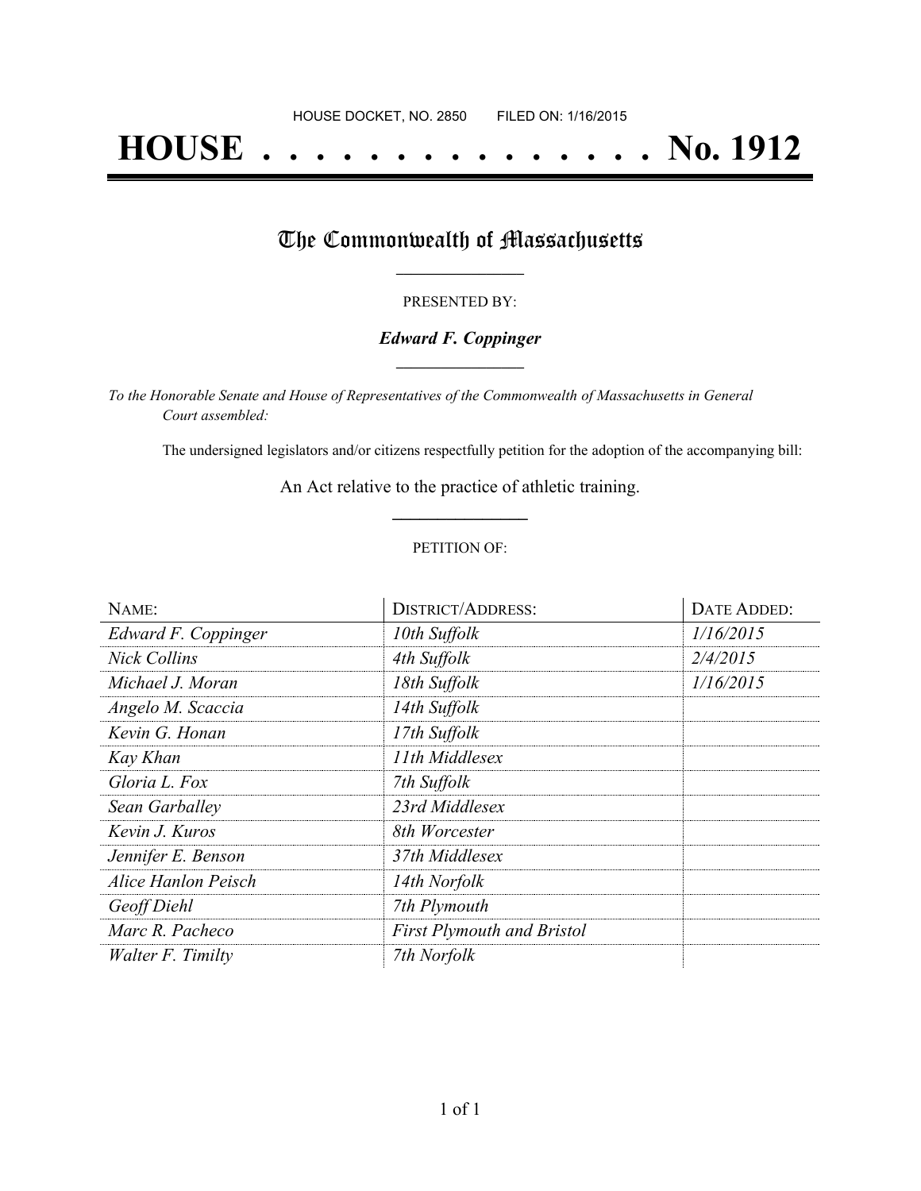HOUSE DOCKET, NO. 2850 FILED ON: 1/16/2015

# HOUSE . . . . . . . . . . . . . . . No. 1912

## The Commonwealth of Massachusetts

PRESENTED BY:

***Edward F. Coppinger***

*To the Honorable Senate and House of Representatives of the Commonwealth of Massachusetts in General Court assembled:*

The undersigned legislators and/or citizens respectfully petition for the adoption of the accompanying bill:

An Act relative to the practice of athletic training.

PETITION OF:

| NAME: | DISTRICT/ADDRESS: | DATE ADDED: |
|---|---|---|
| *Edward F. Coppinger* | *10th Suffolk* | *1/16/2015* |
| *Nick Collins* | *4th Suffolk* | *2/4/2015* |
| *Michael J. Moran* | *18th Suffolk* | *1/16/2015* |
| *Angelo M. Scaccia* | *14th Suffolk* | |
| *Kevin G. Honan* | *17th Suffolk* | |
| *Kay Khan* | *11th Middlesex* | |
| *Gloria L. Fox* | *7th Suffolk* | |
| *Sean Garballey* | *23rd Middlesex* | |
| *Kevin J. Kuros* | *8th Worcester* | |
| *Jennifer E. Benson* | *37th Middlesex* | |
| *Alice Hanlon Peisch* | *14th Norfolk* | |
| *Geoff Diehl* | *7th Plymouth* | |
| *Marc R. Pacheco* | *First Plymouth and Bristol* | |
| *Walter F. Timilty* | *7th Norfolk* | |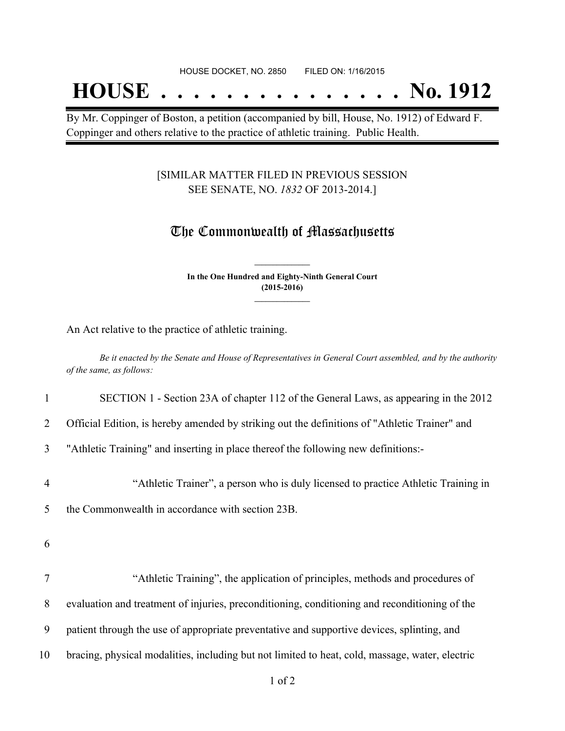HOUSE DOCKET, NO. 2850 FILED ON: 1/16/2015

# HOUSE . . . . . . . . . . . . . . . No. 1912

By Mr. Coppinger of Boston, a petition (accompanied by bill, House, No. 1912) of Edward F. Coppinger and others relative to the practice of athletic training. Public Health.

[SIMILAR MATTER FILED IN PREVIOUS SESSION SEE SENATE, NO. *1832* OF 2013-2014.]

## The Commonwealth of Massachusetts

**In the One Hundred and Eighty-Ninth General Court (2015-2016)**

An Act relative to the practice of athletic training.

*Be it enacted by the Senate and House of Representatives in General Court assembled, and by the authority of the same, as follows:*

1 SECTION 1 - Section 23A of chapter 112 of the General Laws, as appearing in the 2012
2 Official Edition, is hereby amended by striking out the definitions of "Athletic Trainer" and
3 "Athletic Training" and inserting in place thereof the following new definitions:-

4 “Athletic Trainer”, a person who is duly licensed to practice Athletic Training in
5 the Commonwealth in accordance with section 23B.

6

7 “Athletic Training”, the application of principles, methods and procedures of
8 evaluation and treatment of injuries, preconditioning, conditioning and reconditioning of the
9 patient through the use of appropriate preventative and supportive devices, splinting, and
10 bracing, physical modalities, including but not limited to heat, cold, massage, water, electric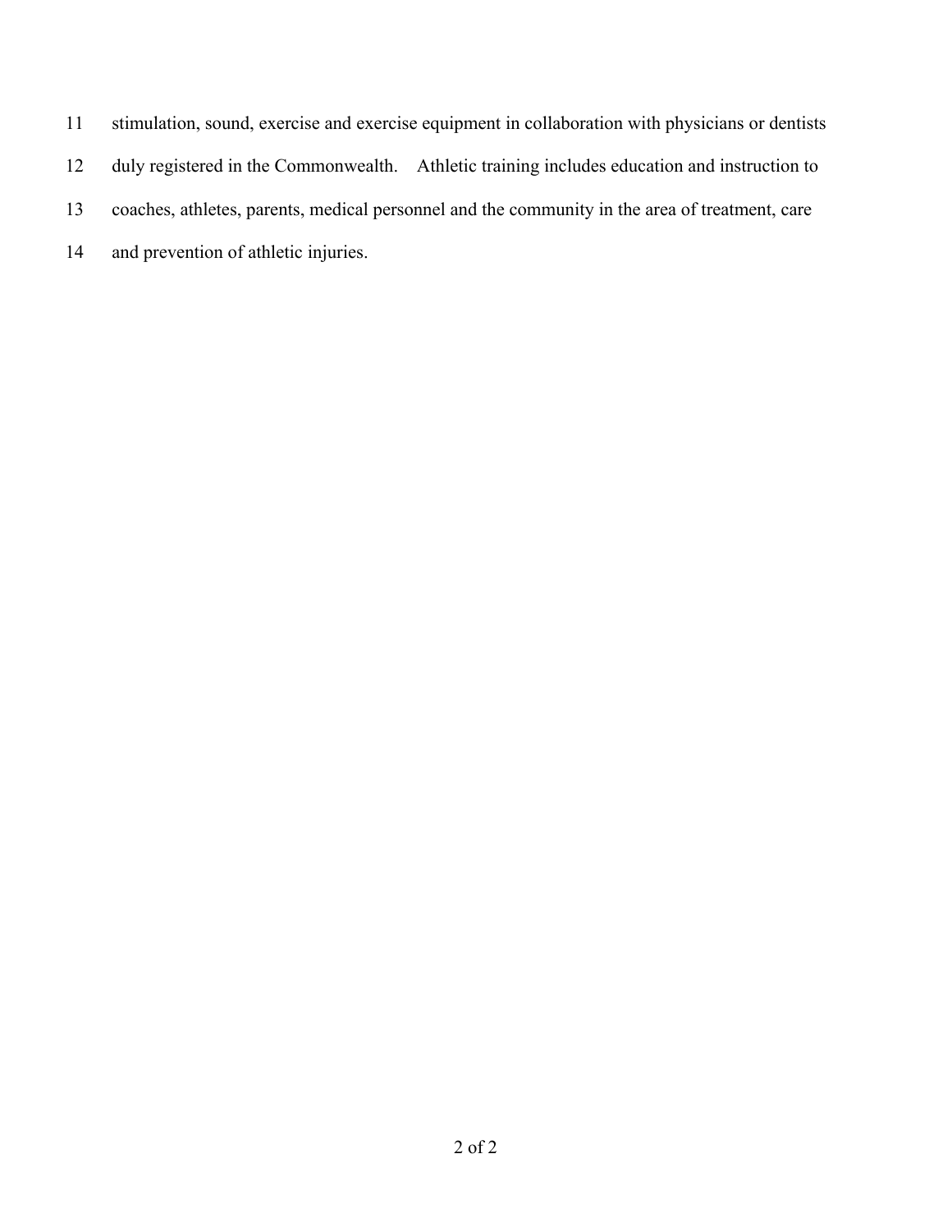stimulation, sound, exercise and exercise equipment in collaboration with physicians or dentists duly registered in the Commonwealth. Athletic training includes education and instruction to coaches, athletes, parents, medical personnel and the community in the area of treatment, care and prevention of athletic injuries.